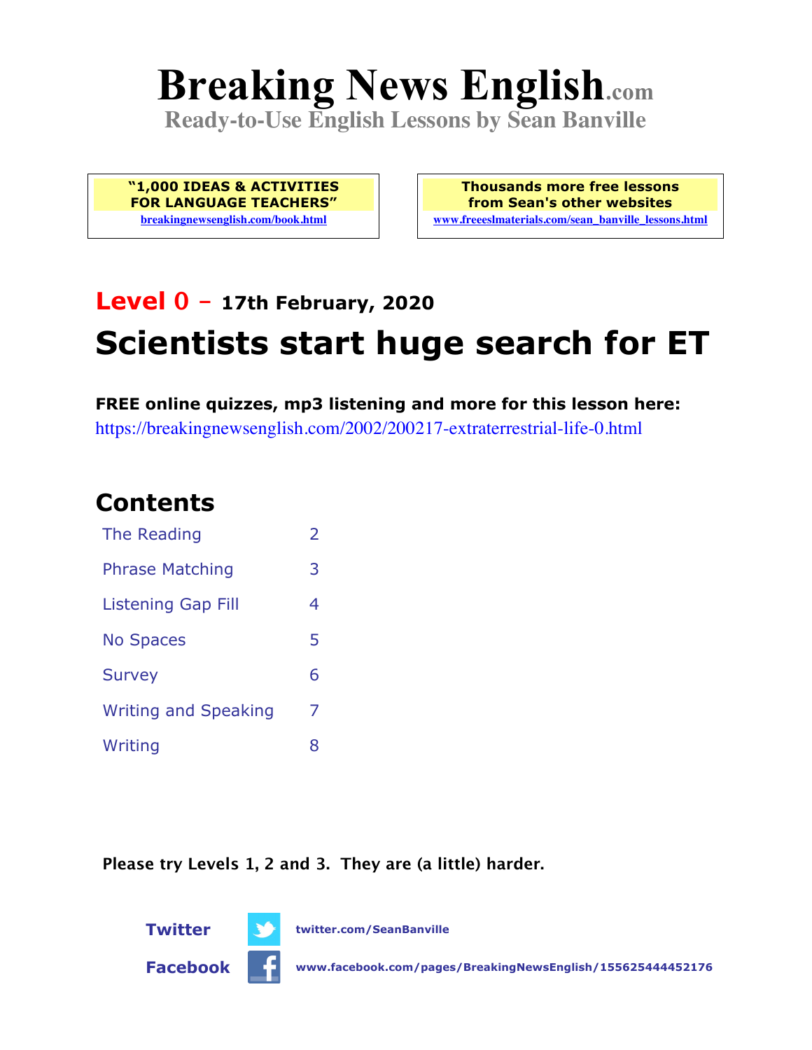# Breaking News English.com

**Ready-to-Use English Lessons by Sean Banville**

**"1,000 IDEAS & ACTIVITIES FOR LANGUAGE TEACHERS"**
breakingnewsenglish.com/book.html

**Thousands more free lessons from Sean's other websites**
www.freeeslmaterials.com/sean_banville_lessons.html

## Level 0 – 17th February, 2020

# Scientists start huge search for ET

**FREE online quizzes, mp3 listening and more for this lesson here:**
https://breakingnewsenglish.com/2002/200217-extraterrestrial-life-0.html

## Contents

| | |
|---|---|
| The Reading | 2 |
| Phrase Matching | 3 |
| Listening Gap Fill | 4 |
| No Spaces | 5 |
| Survey | 6 |
| Writing and Speaking | 7 |
| Writing | 8 |

**Please try Levels 1, 2 and 3. They are (a little) harder.**

**Twitter** twitter.com/SeanBanville

**Facebook** www.facebook.com/pages/BreakingNewsEnglish/155625444452176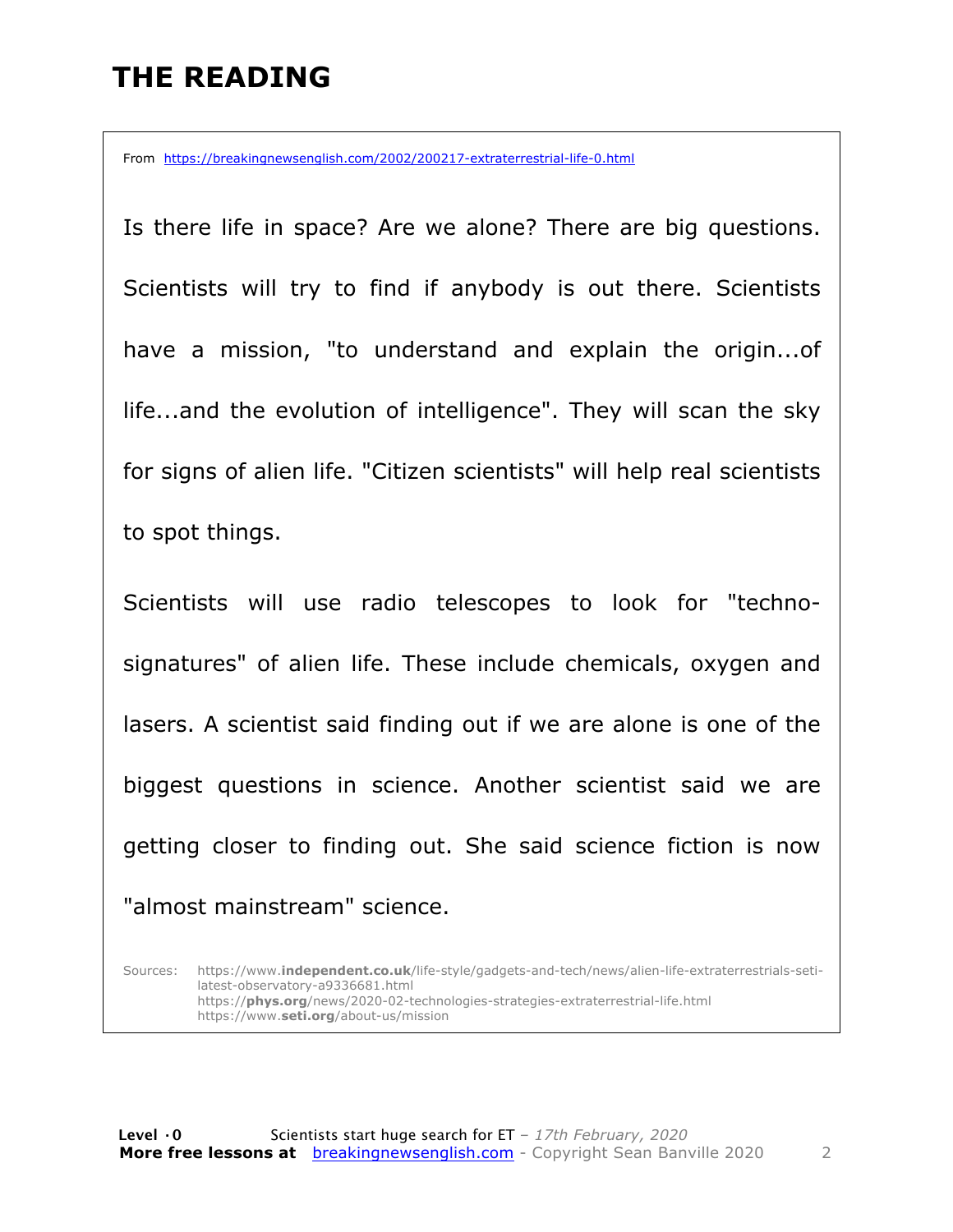# THE READING

From https://breakingnewsenglish.com/2002/200217-extraterrestrial-life-0.html

Is there life in space? Are we alone? There are big questions. Scientists will try to find if anybody is out there. Scientists have a mission, "to understand and explain the origin...of life...and the evolution of intelligence". They will scan the sky for signs of alien life. "Citizen scientists" will help real scientists to spot things.

Scientists will use radio telescopes to look for "techno-signatures" of alien life. These include chemicals, oxygen and lasers. A scientist said finding out if we are alone is one of the biggest questions in science. Another scientist said we are getting closer to finding out. She said science fiction is now "almost mainstream" science.

Sources: https://www.independent.co.uk/life-style/gadgets-and-tech/news/alien-life-extraterrestrials-seti-latest-observatory-a9336681.html
https://phys.org/news/2020-02-technologies-strategies-extraterrestrial-life.html
https://www.seti.org/about-us/mission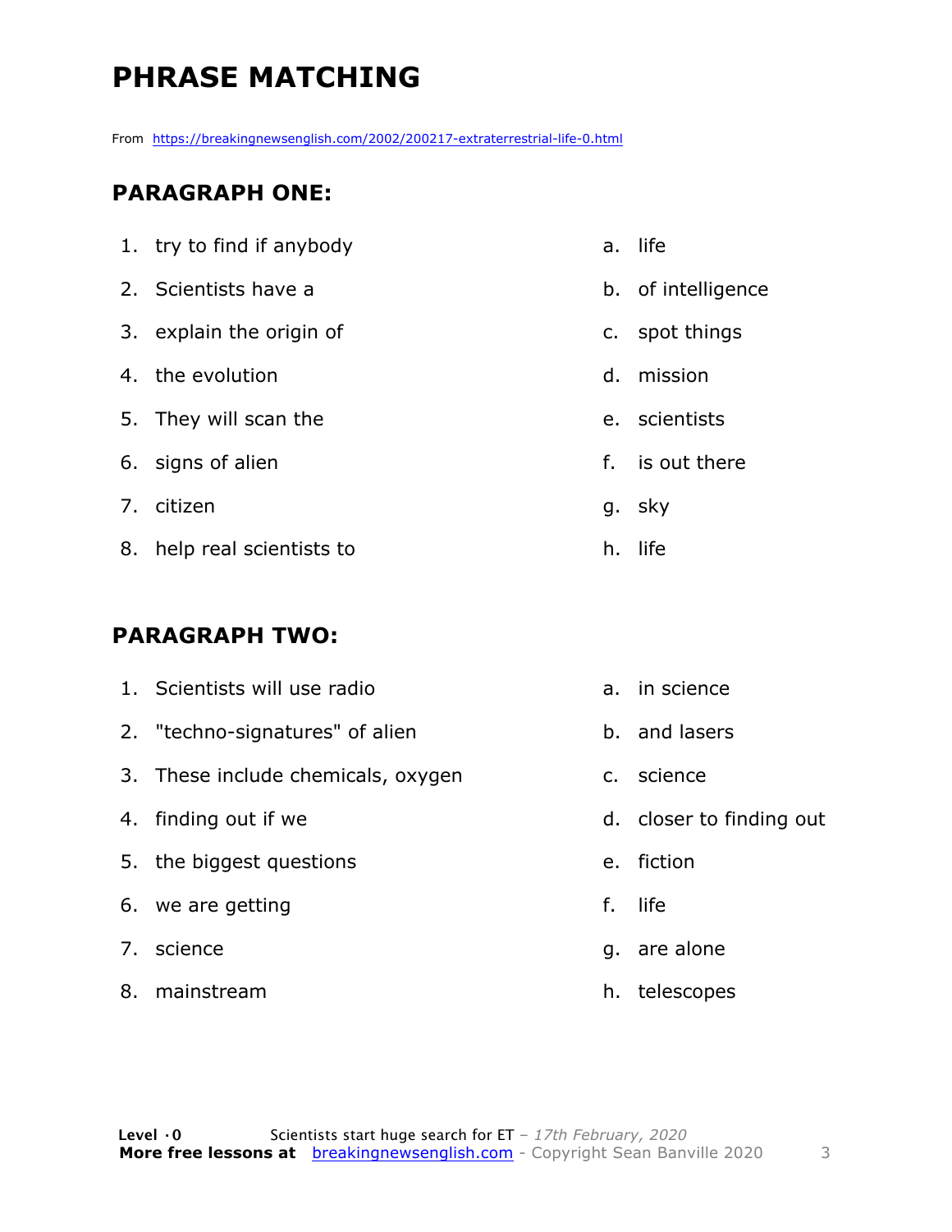# PHRASE MATCHING

From https://breakingnewsenglish.com/2002/200217-extraterrestrial-life-0.html

## PARAGRAPH ONE:

| | |
|---|---|
| 1. try to find if anybody | a. life |
| 2. Scientists have a | b. of intelligence |
| 3. explain the origin of | c. spot things |
| 4. the evolution | d. mission |
| 5. They will scan the | e. scientists |
| 6. signs of alien | f. is out there |
| 7. citizen | g. sky |
| 8. help real scientists to | h. life |

## PARAGRAPH TWO:

| | |
|---|---|
| 1. Scientists will use radio | a. in science |
| 2. "techno-signatures" of alien | b. and lasers |
| 3. These include chemicals, oxygen | c. science |
| 4. finding out if we | d. closer to finding out |
| 5. the biggest questions | e. fiction |
| 6. we are getting | f. life |
| 7. science | g. are alone |
| 8. mainstream | h. telescopes |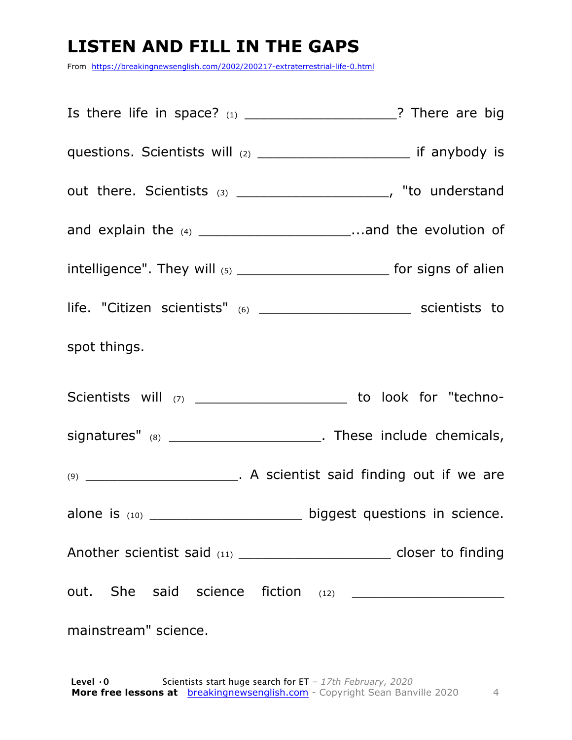# LISTEN AND FILL IN THE GAPS

From https://breakingnewsenglish.com/2002/200217-extraterrestrial-life-0.html

Is there life in space? (1) ___________________? There are big questions. Scientists will (2) ___________________ if anybody is out there. Scientists (3) ___________________, "to understand and explain the (4) ___________________...and the evolution of intelligence". They will (5) ___________________ for signs of alien life. "Citizen scientists" (6) ___________________ scientists to spot things.

Scientists will (7) ___________________ to look for "techno-signatures" (8) ___________________. These include chemicals, (9) ___________________. A scientist said finding out if we are alone is (10) ___________________ biggest questions in science. Another scientist said (11) ___________________ closer to finding out. She said science fiction (12) ___________________ mainstream" science.

**Level ·0** Scientists start huge search for ET – *17th February, 2020*
**More free lessons at** breakingnewsenglish.com - Copyright Sean Banville 2020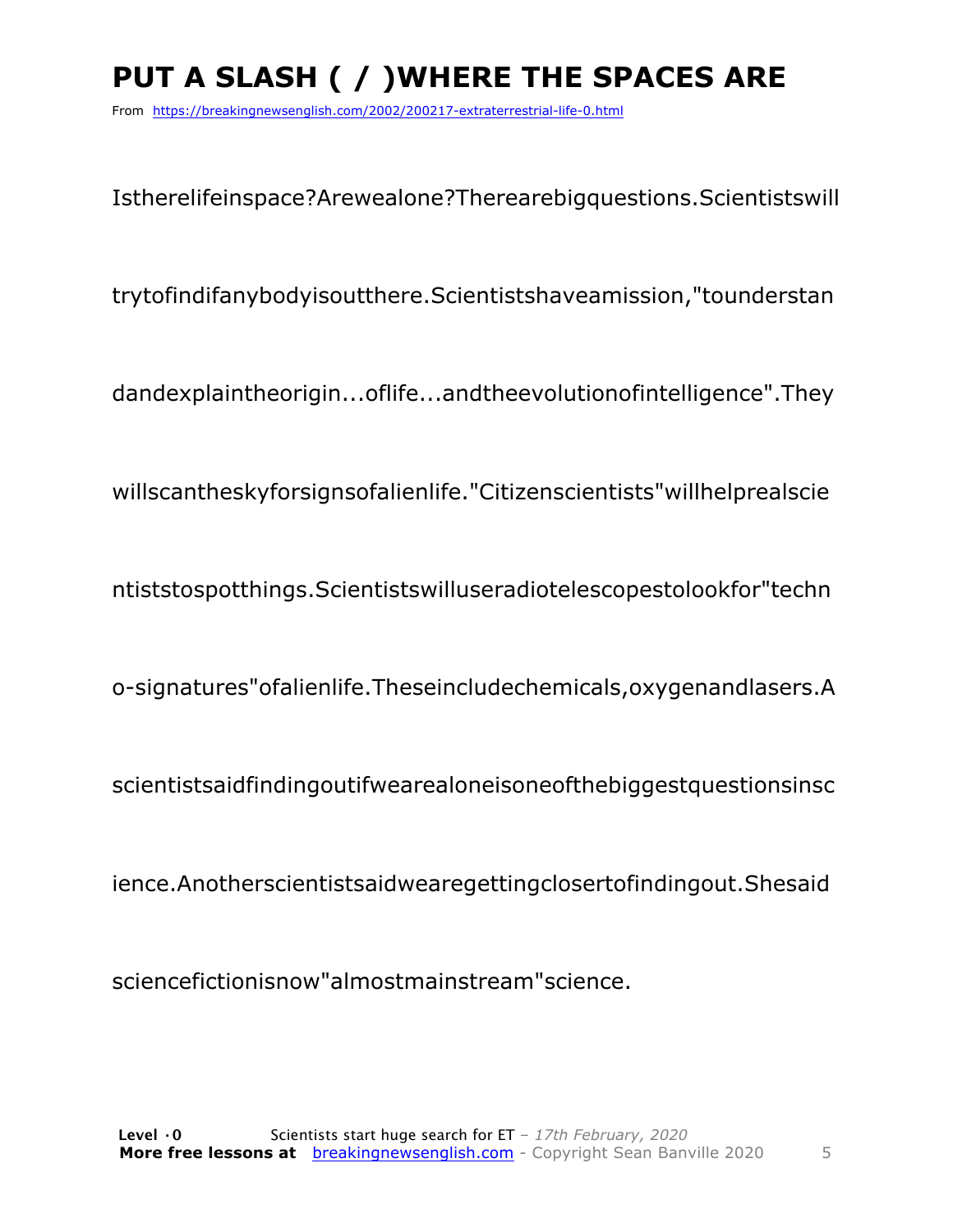# PUT A SLASH ( / )WHERE THE SPACES ARE

From https://breakingnewsenglish.com/2002/200217-extraterrestrial-life-0.html

Istherelifeinspace?Arewealone?Therearebigquestions.Scientistswill

trytofindifanybodyisoutthere.Scientistshaveamission,"tounderstan

dandexplaintheorigin...oflife...andtheevolutionofintelligence".They

willscantheskyforsignsofalienlife."Citizenscientists"willhelprealscie

ntiststospotthings.Scientistswilluseradiotelescopestolookfor"techn

o-signatures"ofalienlife.Theseincludechemicals,oxygenandlasers.A

scientistsaidfindingoutifwearealoneisoneofthebiggestquestionsinsc

ience.Anotherscientistsaidwearegettingclosertofindingout.Shesaid

sciencefictionisnow"almostmainstream"science.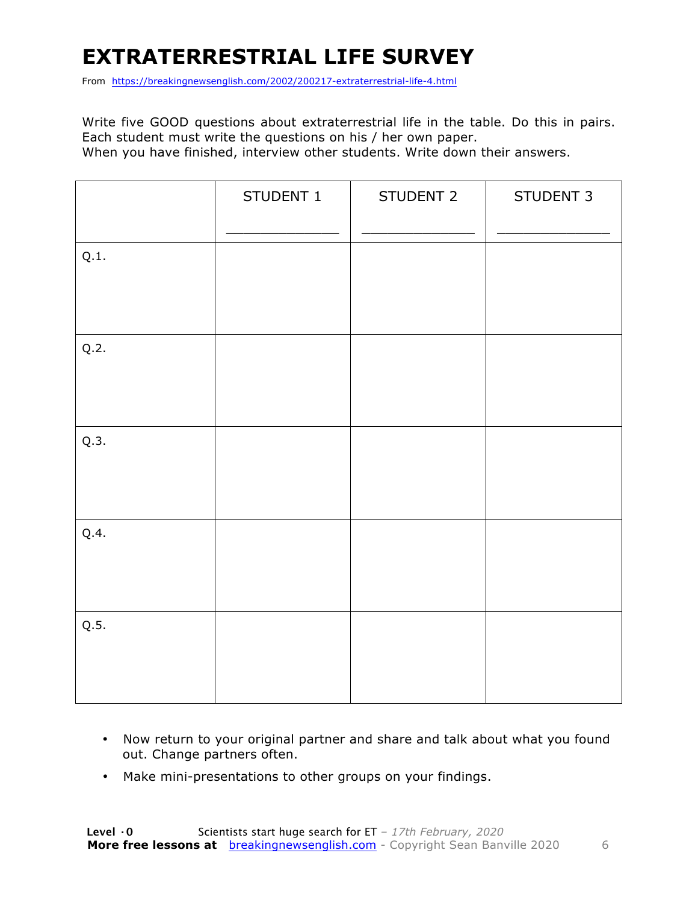# EXTRATERRESTRIAL LIFE SURVEY

From https://breakingnewsenglish.com/2002/200217-extraterrestrial-life-4.html

Write five GOOD questions about extraterrestrial life in the table. Do this in pairs. Each student must write the questions on his / her own paper.
When you have finished, interview other students. Write down their answers.

| | STUDENT 1<br>_______________ | STUDENT 2<br>_______________ | STUDENT 3<br>_______________ |
|---|---|---|---|
| Q.1. | | | |
| Q.2. | | | |
| Q.3. | | | |
| Q.4. | | | |
| Q.5. | | | |

- Now return to your original partner and share and talk about what you found out. Change partners often.
- Make mini-presentations to other groups on your findings.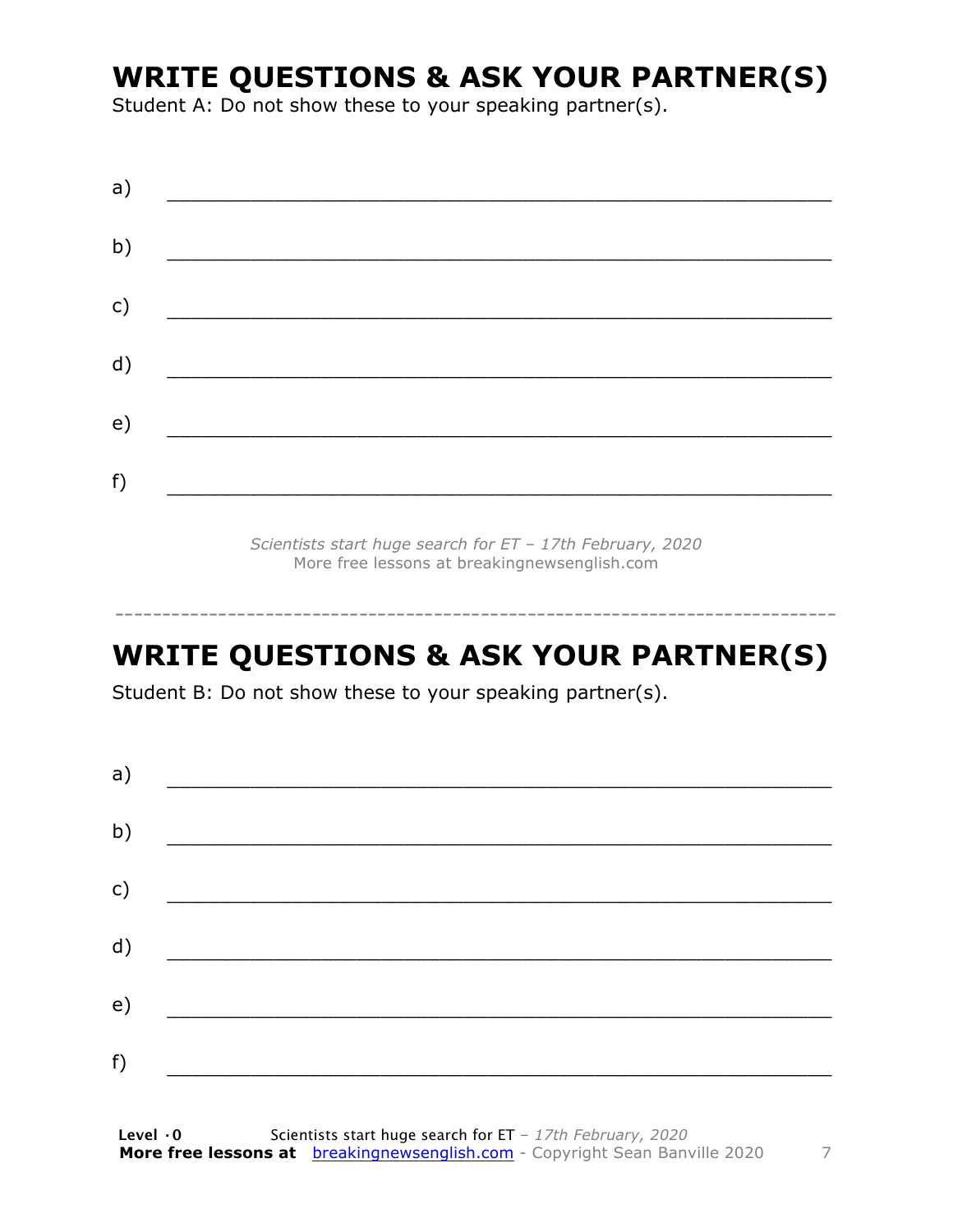## WRITE QUESTIONS & ASK YOUR PARTNER(S)

Student A: Do not show these to your speaking partner(s).

a) ___________________________________________________________

b) ___________________________________________________________

c) ___________________________________________________________

d) ___________________________________________________________

e) ___________________________________________________________

f) ___________________________________________________________

*Scientists start huge search for ET – 17th February, 2020*
More free lessons at breakingnewsenglish.com

---

## WRITE QUESTIONS & ASK YOUR PARTNER(S)

Student B: Do not show these to your speaking partner(s).

a) ___________________________________________________________

b) ___________________________________________________________

c) ___________________________________________________________

d) ___________________________________________________________

e) ___________________________________________________________

f) ___________________________________________________________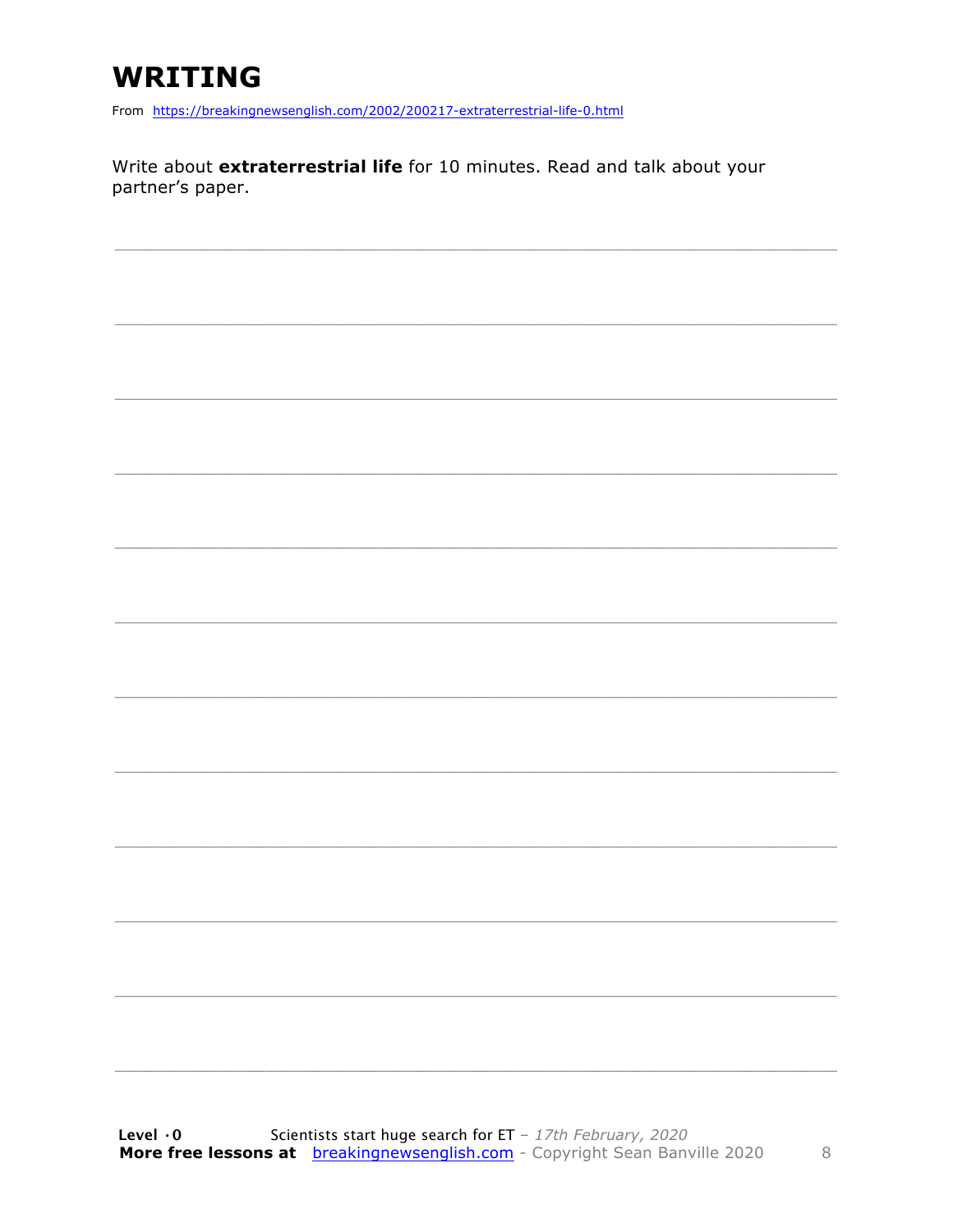# WRITING

From https://breakingnewsenglish.com/2002/200217-extraterrestrial-life-0.html

Write about **extraterrestrial life** for 10 minutes. Read and talk about your partner's paper.

___________________________________________________________________________

___________________________________________________________________________

___________________________________________________________________________

___________________________________________________________________________

___________________________________________________________________________

___________________________________________________________________________

___________________________________________________________________________

___________________________________________________________________________

___________________________________________________________________________

___________________________________________________________________________

___________________________________________________________________________

___________________________________________________________________________